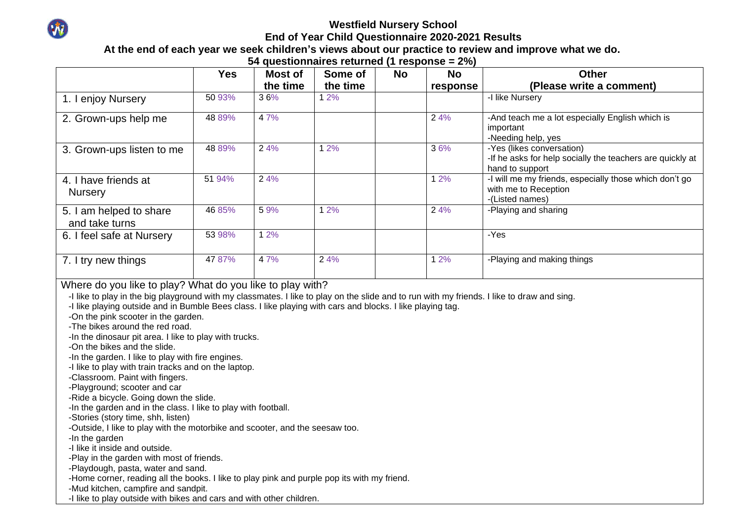# Westfield Nursery School

## End of Year Child Questionnaire 2020-2021 Results

**At the end of each year we seek children's views about our practice to review and improve what we do.**

**54 questionnaires returned (1 response = 2%)**

| | Yes | Most of the time | Some of the time | No | No response | Other (Please write a comment) |
|---|---|---|---|---|---|---|
| 1. I enjoy Nursery | 50 93% | 3 6% | 1 2% | | | -I like Nursery |
| 2. Grown-ups help me | 48 89% | 4 7% | | | 2 4% | -And teach me a lot especially English which is important<br>-Needing help, yes |
| 3. Grown-ups listen to me | 48 89% | 2 4% | 1 2% | | 3 6% | -Yes (likes conversation)<br>-If he asks for help socially the teachers are quickly at hand to support |
| 4. I have friends at Nursery | 51 94% | 2 4% | | | 1 2% | -I will me my friends, especially those which don't go with me to Reception<br>-(Listed names) |
| 5. I am helped to share and take turns | 46 85% | 5 9% | 1 2% | | 2 4% | -Playing and sharing |
| 6. I feel safe at Nursery | 53 98% | 1 2% | | | | -Yes |
| 7. I try new things | 47 87% | 4 7% | 2 4% | | 1 2% | -Playing and making things |

Where do you like to play? What do you like to play with?

- -I like to play in the big playground with my classmates. I like to play on the slide and to run with my friends. I like to draw and sing.
- -I like playing outside and in Bumble Bees class. I like playing with cars and blocks. I like playing tag.
- -On the pink scooter in the garden.
- -The bikes around the red road.
- -In the dinosaur pit area. I like to play with trucks.
- -On the bikes and the slide.
- -In the garden. I like to play with fire engines.
- -I like to play with train tracks and on the laptop.
- -Classroom. Paint with fingers.
- -Playground; scooter and car
- -Ride a bicycle. Going down the slide.
- -In the garden and in the class. I like to play with football.
- -Stories (story time, shh, listen)
- -Outside, I like to play with the motorbike and scooter, and the seesaw too.
- -In the garden
- -I like it inside and outside.
- -Play in the garden with most of friends.
- -Playdough, pasta, water and sand.
- -Home corner, reading all the books. I like to play pink and purple pop its with my friend.
- -Mud kitchen, campfire and sandpit.
- -I like to play outside with bikes and cars and with other children.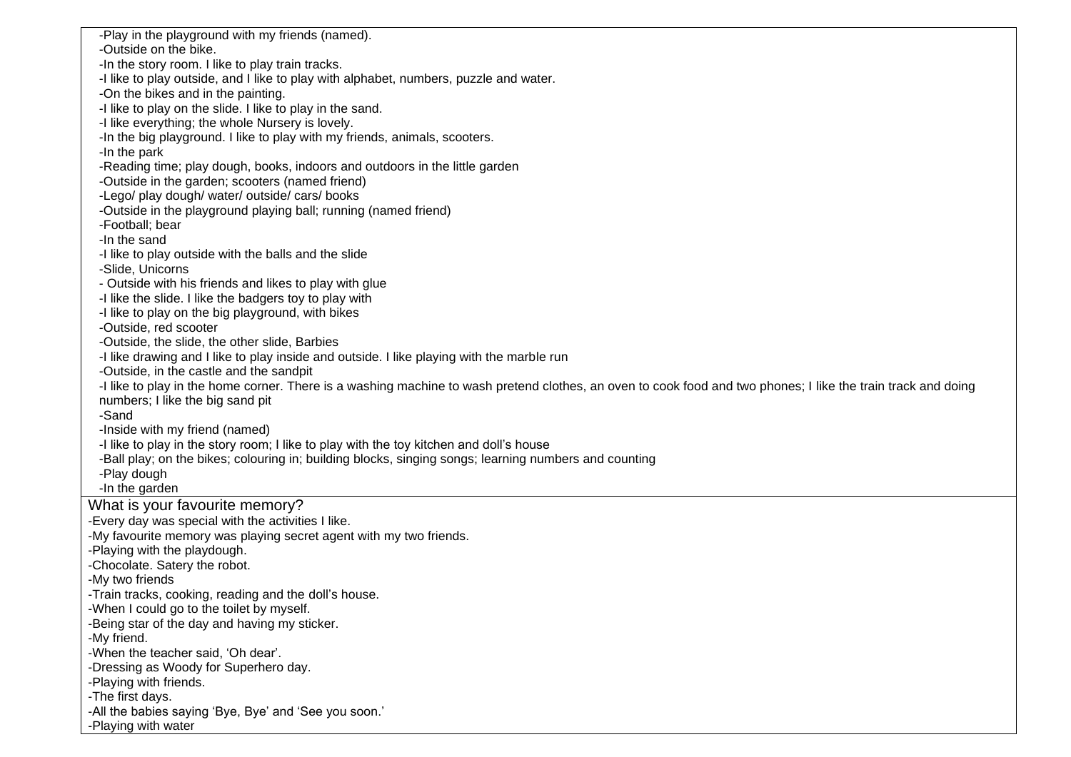-Play in the playground with my friends (named).
-Outside on the bike.
-In the story room. I like to play train tracks.
-I like to play outside, and I like to play with alphabet, numbers, puzzle and water.
-On the bikes and in the painting.
-I like to play on the slide. I like to play in the sand.
-I like everything; the whole Nursery is lovely.
-In the big playground. I like to play with my friends, animals, scooters.
-In the park
-Reading time; play dough, books, indoors and outdoors in the little garden
-Outside in the garden; scooters (named friend)
-Lego/ play dough/ water/ outside/ cars/ books
-Outside in the playground playing ball; running (named friend)
-Football; bear
-In the sand
-I like to play outside with the balls and the slide
-Slide, Unicorns
- Outside with his friends and likes to play with glue
-I like the slide. I like the badgers toy to play with
-I like to play on the big playground, with bikes
-Outside, red scooter
-Outside, the slide, the other slide, Barbies
-I like drawing and I like to play inside and outside. I like playing with the marble run
-Outside, in the castle and the sandpit
-I like to play in the home corner. There is a washing machine to wash pretend clothes, an oven to cook food and two phones; I like the train track and doing numbers; I like the big sand pit
-Sand
-Inside with my friend (named)
-I like to play in the story room; I like to play with the toy kitchen and doll's house
-Ball play; on the bikes; colouring in; building blocks, singing songs; learning numbers and counting
-Play dough
-In the garden

What is your favourite memory?

-Every day was special with the activities I like.
-My favourite memory was playing secret agent with my two friends.
-Playing with the playdough.
-Chocolate. Satery the robot.
-My two friends
-Train tracks, cooking, reading and the doll's house.
-When I could go to the toilet by myself.
-Being star of the day and having my sticker.
-My friend.
-When the teacher said, 'Oh dear'.
-Dressing as Woody for Superhero day.
-Playing with friends.
-The first days.
-All the babies saying 'Bye, Bye' and 'See you soon.'
-Playing with water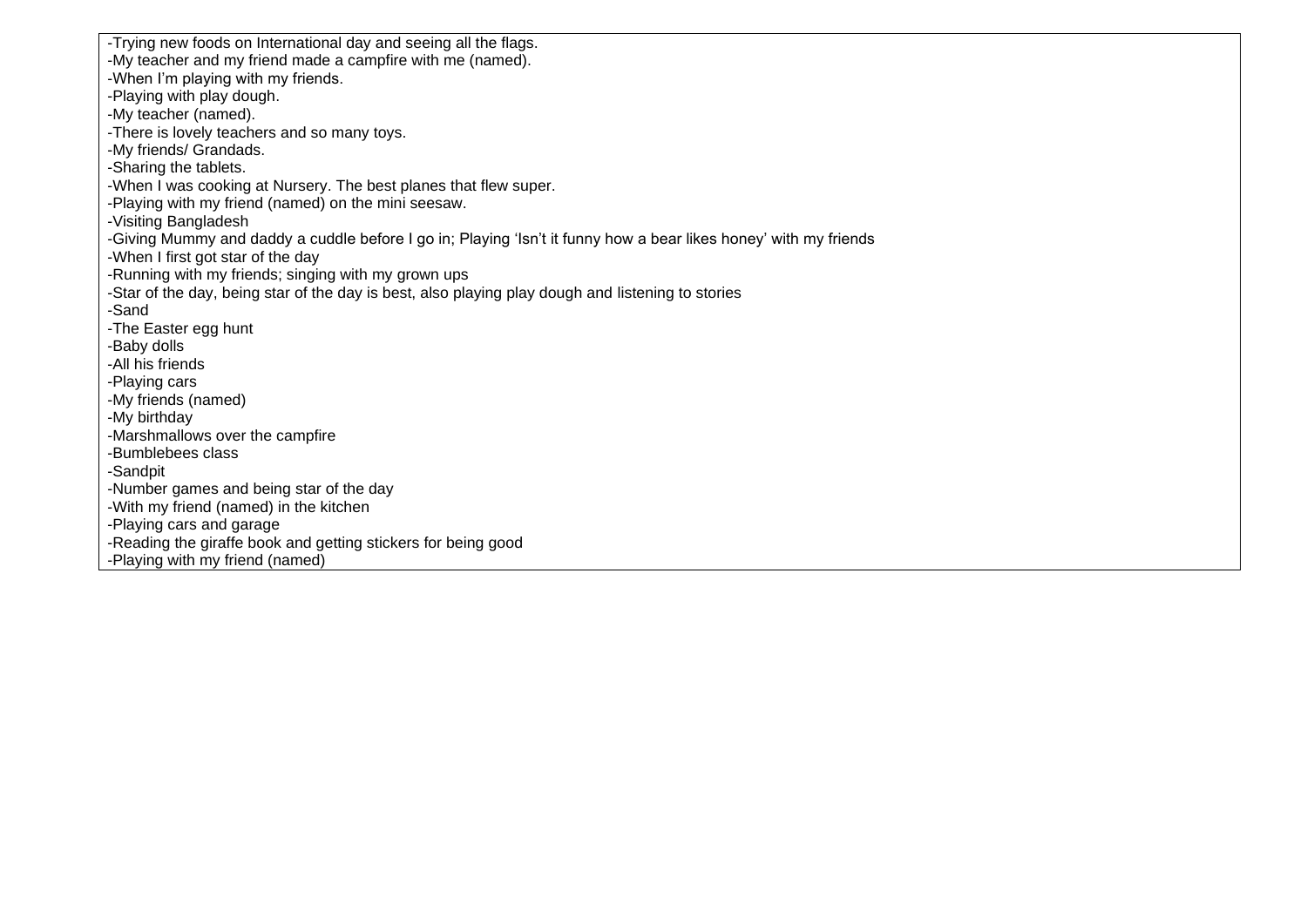| |
|---|
| -Trying new foods on International day and seeing all the flags.<br>-My teacher and my friend made a campfire with me (named).<br>-When I'm playing with my friends.<br>-Playing with play dough.<br>-My teacher (named).<br>-There is lovely teachers and so many toys.<br>-My friends/ Grandads.<br>-Sharing the tablets.<br>-When I was cooking at Nursery. The best planes that flew super.<br>-Playing with my friend (named) on the mini seesaw.<br>-Visiting Bangladesh<br>-Giving Mummy and daddy a cuddle before I go in; Playing 'Isn't it funny how a bear likes honey' with my friends<br>-When I first got star of the day<br>-Running with my friends; singing with my grown ups<br>-Star of the day, being star of the day is best, also playing play dough and listening to stories<br>-Sand<br>-The Easter egg hunt<br>-Baby dolls<br>-All his friends<br>-Playing cars<br>-My friends (named)<br>-My birthday<br>-Marshmallows over the campfire<br>-Bumblebees class<br>-Sandpit<br>-Number games and being star of the day<br>-With my friend (named) in the kitchen<br>-Playing cars and garage<br>-Reading the giraffe book and getting stickers for being good<br>-Playing with my friend (named) |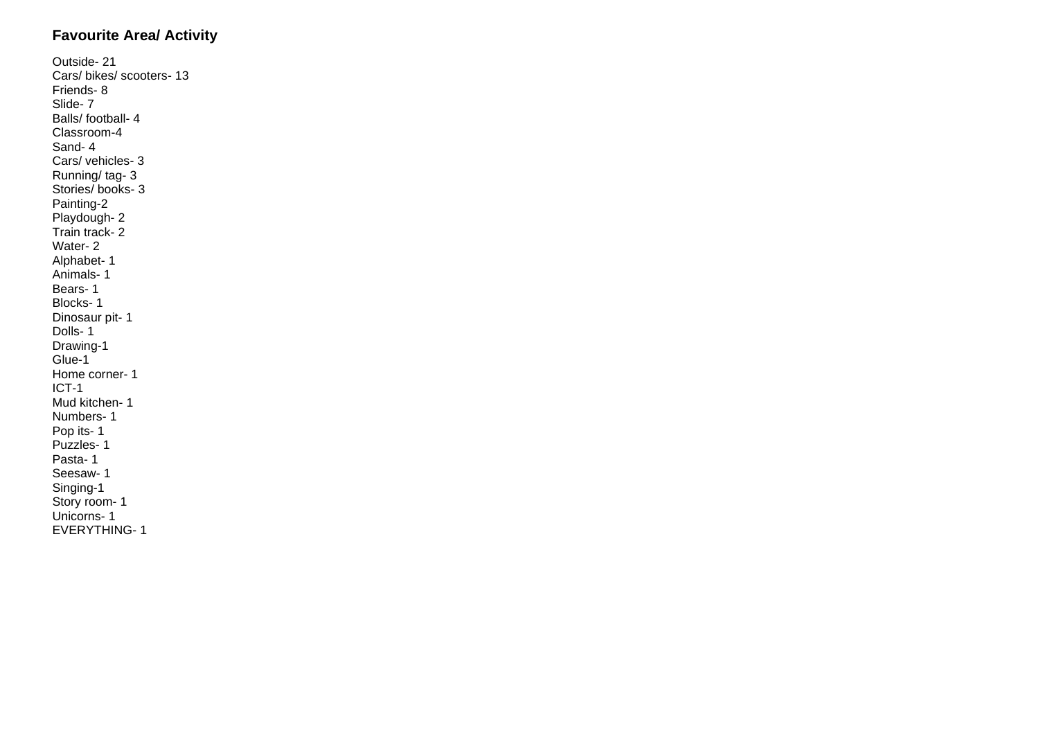**Favourite Area/ Activity**

Outside- 21
Cars/ bikes/ scooters- 13
Friends- 8
Slide- 7
Balls/ football- 4
Classroom-4
Sand- 4
Cars/ vehicles- 3
Running/ tag- 3
Stories/ books- 3
Painting-2
Playdough- 2
Train track- 2
Water- 2
Alphabet- 1
Animals- 1
Bears- 1
Blocks- 1
Dinosaur pit- 1
Dolls- 1
Drawing-1
Glue-1
Home corner- 1
ICT-1
Mud kitchen- 1
Numbers- 1
Pop its- 1
Puzzles- 1
Pasta- 1
Seesaw- 1
Singing-1
Story room- 1
Unicorns- 1
EVERYTHING- 1